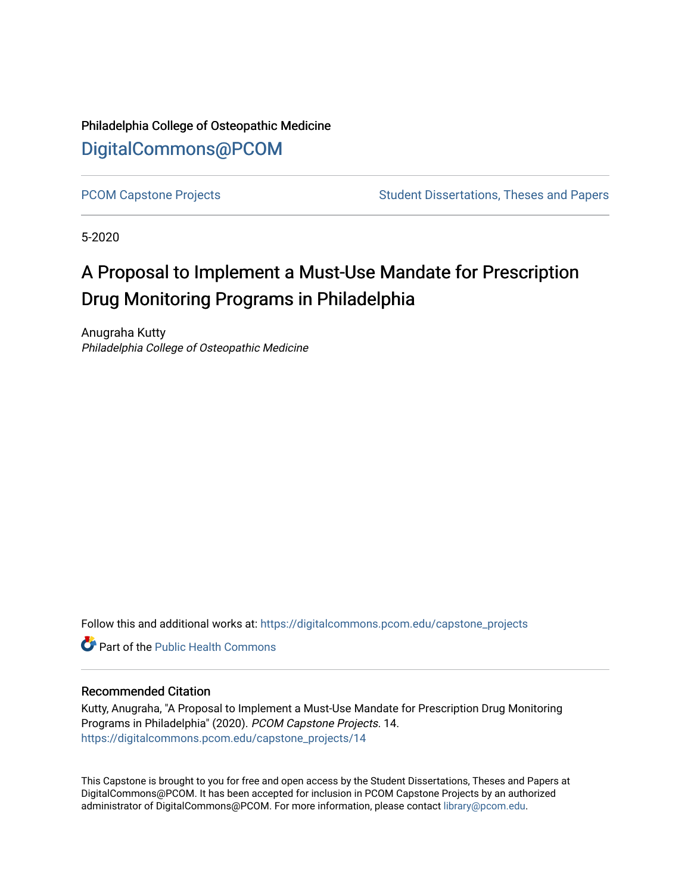Philadelphia College of Osteopathic Medicine

DigitalCommons@PCOM

PCOM Capstone Projects | Student Dissertations, Theses and Papers

5-2020

# A Proposal to Implement a Must-Use Mandate for Prescription Drug Monitoring Programs in Philadelphia

Anugraha Kutty
*Philadelphia College of Osteopathic Medicine*

Follow this and additional works at: https://digitalcommons.pcom.edu/capstone_projects

Part of the Public Health Commons

## Recommended Citation

Kutty, Anugraha, "A Proposal to Implement a Must-Use Mandate for Prescription Drug Monitoring Programs in Philadelphia" (2020). *PCOM Capstone Projects*. 14.
https://digitalcommons.pcom.edu/capstone_projects/14

This Capstone is brought to you for free and open access by the Student Dissertations, Theses and Papers at DigitalCommons@PCOM. It has been accepted for inclusion in PCOM Capstone Projects by an authorized administrator of DigitalCommons@PCOM. For more information, please contact library@pcom.edu.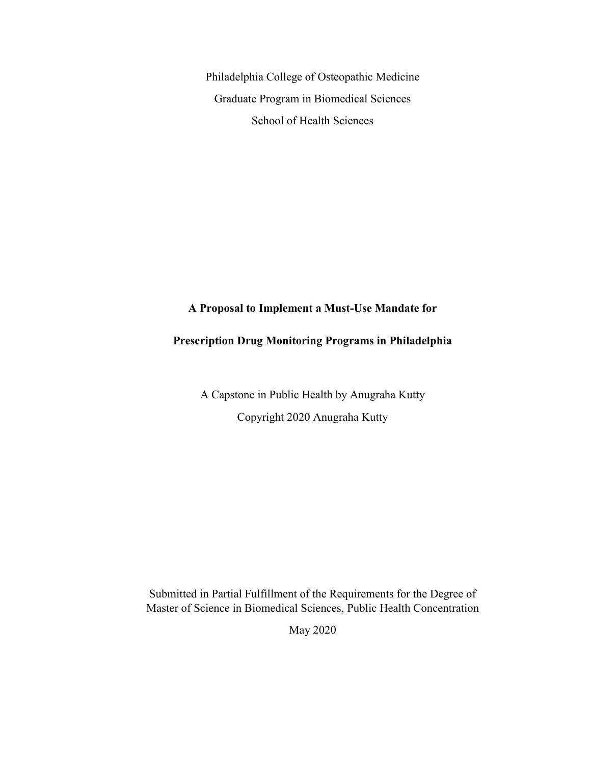Philadelphia College of Osteopathic Medicine

Graduate Program in Biomedical Sciences

School of Health Sciences

# A Proposal to Implement a Must-Use Mandate for Prescription Drug Monitoring Programs in Philadelphia

A Capstone in Public Health by Anugraha Kutty

Copyright 2020 Anugraha Kutty

Submitted in Partial Fulfillment of the Requirements for the Degree of Master of Science in Biomedical Sciences, Public Health Concentration

May 2020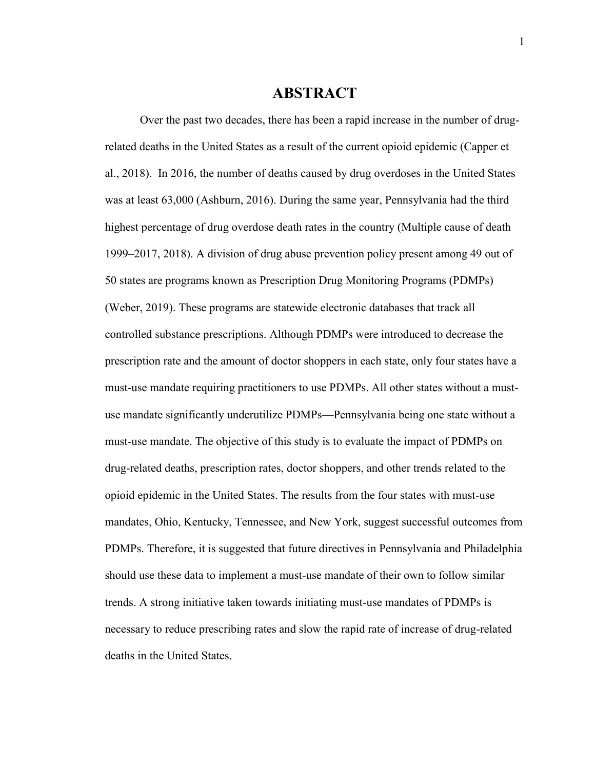# ABSTRACT

Over the past two decades, there has been a rapid increase in the number of drug-related deaths in the United States as a result of the current opioid epidemic (Capper et al., 2018). In 2016, the number of deaths caused by drug overdoses in the United States was at least 63,000 (Ashburn, 2016). During the same year, Pennsylvania had the third highest percentage of drug overdose death rates in the country (Multiple cause of death 1999–2017, 2018). A division of drug abuse prevention policy present among 49 out of 50 states are programs known as Prescription Drug Monitoring Programs (PDMPs) (Weber, 2019). These programs are statewide electronic databases that track all controlled substance prescriptions. Although PDMPs were introduced to decrease the prescription rate and the amount of doctor shoppers in each state, only four states have a must-use mandate requiring practitioners to use PDMPs. All other states without a must-use mandate significantly underutilize PDMPs—Pennsylvania being one state without a must-use mandate. The objective of this study is to evaluate the impact of PDMPs on drug-related deaths, prescription rates, doctor shoppers, and other trends related to the opioid epidemic in the United States. The results from the four states with must-use mandates, Ohio, Kentucky, Tennessee, and New York, suggest successful outcomes from PDMPs. Therefore, it is suggested that future directives in Pennsylvania and Philadelphia should use these data to implement a must-use mandate of their own to follow similar trends. A strong initiative taken towards initiating must-use mandates of PDMPs is necessary to reduce prescribing rates and slow the rapid rate of increase of drug-related deaths in the United States.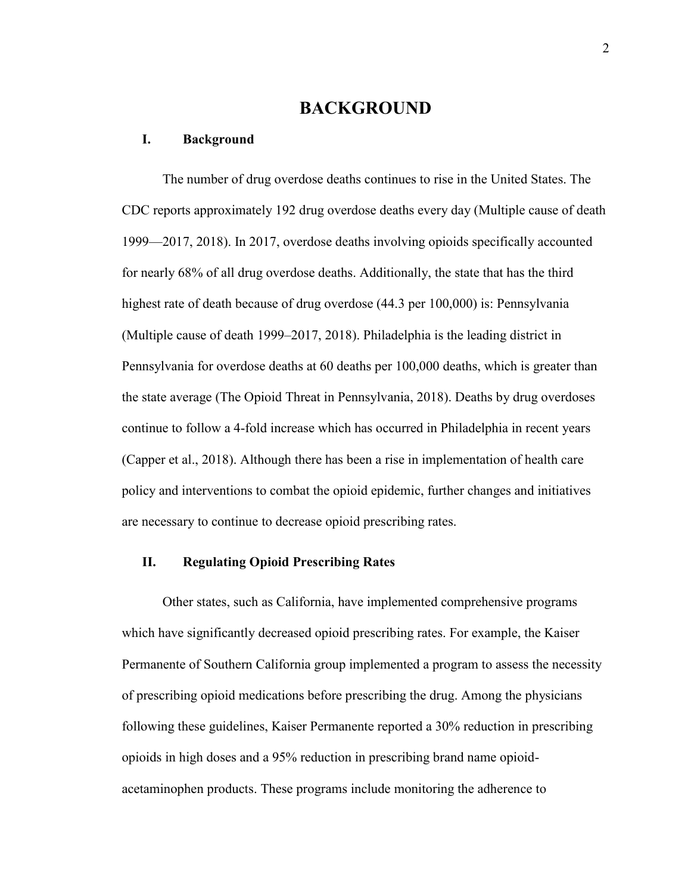# BACKGROUND

## I. Background

The number of drug overdose deaths continues to rise in the United States. The CDC reports approximately 192 drug overdose deaths every day (Multiple cause of death 1999—2017, 2018). In 2017, overdose deaths involving opioids specifically accounted for nearly 68% of all drug overdose deaths. Additionally, the state that has the third highest rate of death because of drug overdose (44.3 per 100,000) is: Pennsylvania (Multiple cause of death 1999–2017, 2018). Philadelphia is the leading district in Pennsylvania for overdose deaths at 60 deaths per 100,000 deaths, which is greater than the state average (The Opioid Threat in Pennsylvania, 2018). Deaths by drug overdoses continue to follow a 4-fold increase which has occurred in Philadelphia in recent years (Capper et al., 2018). Although there has been a rise in implementation of health care policy and interventions to combat the opioid epidemic, further changes and initiatives are necessary to continue to decrease opioid prescribing rates.

## II. Regulating Opioid Prescribing Rates

Other states, such as California, have implemented comprehensive programs which have significantly decreased opioid prescribing rates. For example, the Kaiser Permanente of Southern California group implemented a program to assess the necessity of prescribing opioid medications before prescribing the drug. Among the physicians following these guidelines, Kaiser Permanente reported a 30% reduction in prescribing opioids in high doses and a 95% reduction in prescribing brand name opioid-acetaminophen products. These programs include monitoring the adherence to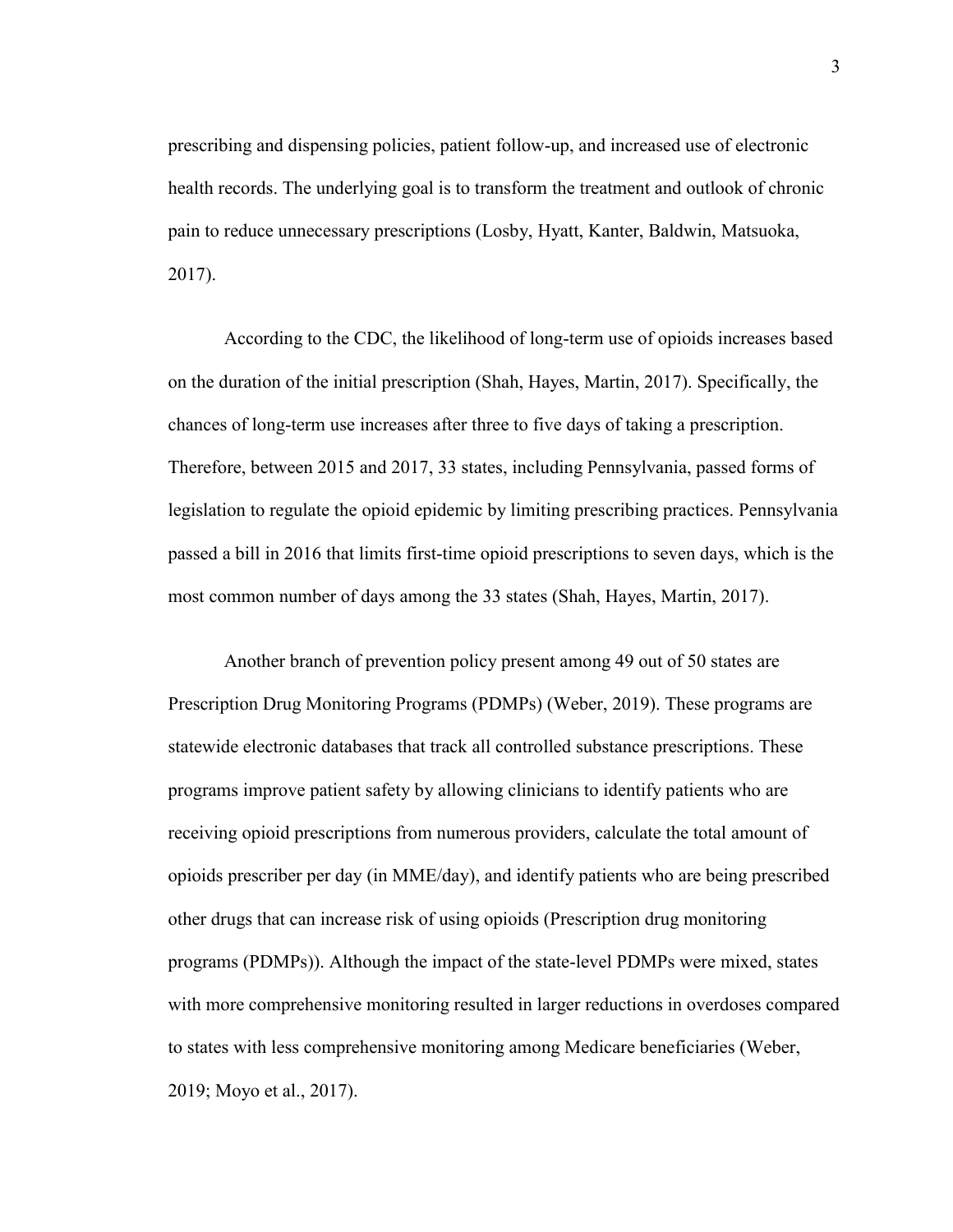prescribing and dispensing policies, patient follow-up, and increased use of electronic health records. The underlying goal is to transform the treatment and outlook of chronic pain to reduce unnecessary prescriptions (Losby, Hyatt, Kanter, Baldwin, Matsuoka, 2017).

According to the CDC, the likelihood of long-term use of opioids increases based on the duration of the initial prescription (Shah, Hayes, Martin, 2017). Specifically, the chances of long-term use increases after three to five days of taking a prescription. Therefore, between 2015 and 2017, 33 states, including Pennsylvania, passed forms of legislation to regulate the opioid epidemic by limiting prescribing practices. Pennsylvania passed a bill in 2016 that limits first-time opioid prescriptions to seven days, which is the most common number of days among the 33 states (Shah, Hayes, Martin, 2017).

Another branch of prevention policy present among 49 out of 50 states are Prescription Drug Monitoring Programs (PDMPs) (Weber, 2019). These programs are statewide electronic databases that track all controlled substance prescriptions. These programs improve patient safety by allowing clinicians to identify patients who are receiving opioid prescriptions from numerous providers, calculate the total amount of opioids prescriber per day (in MME/day), and identify patients who are being prescribed other drugs that can increase risk of using opioids (Prescription drug monitoring programs (PDMPs)). Although the impact of the state-level PDMPs were mixed, states with more comprehensive monitoring resulted in larger reductions in overdoses compared to states with less comprehensive monitoring among Medicare beneficiaries (Weber, 2019; Moyo et al., 2017).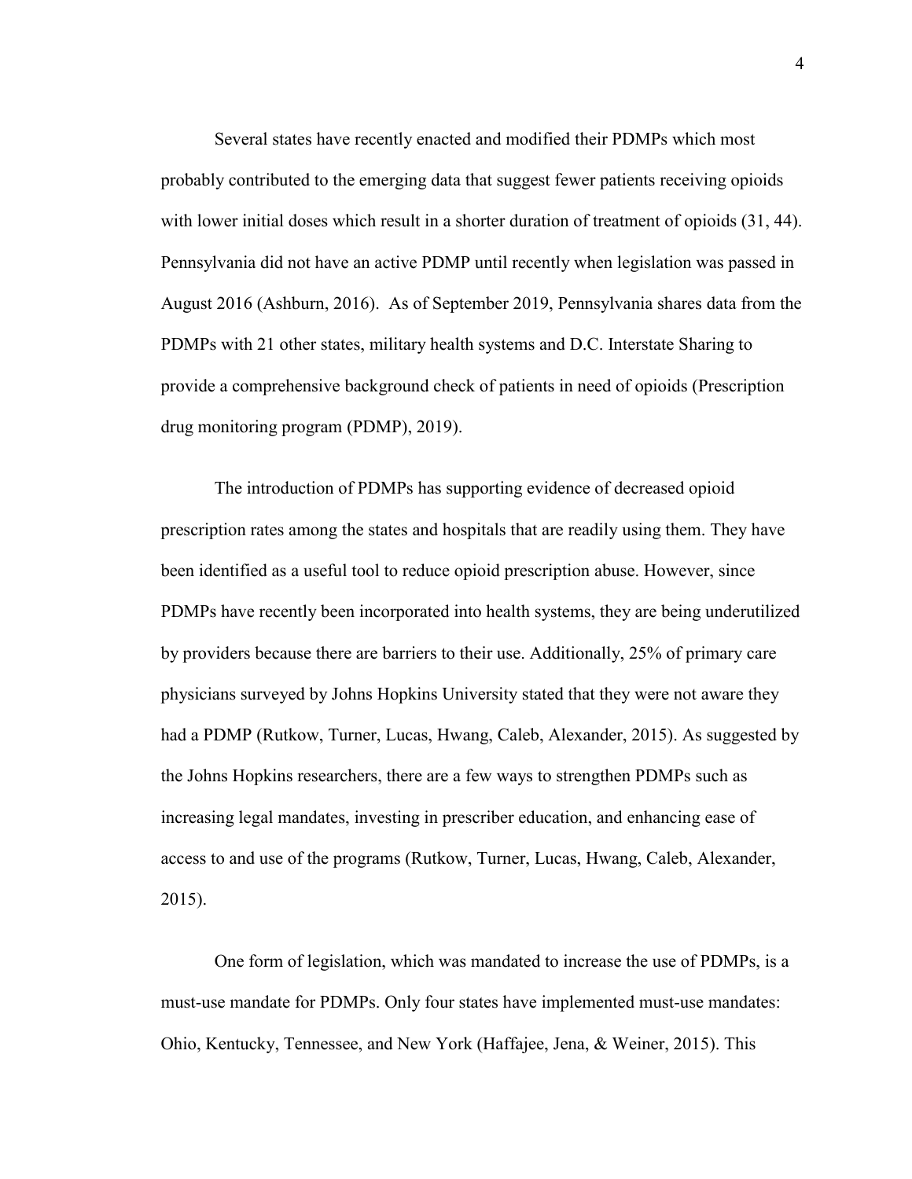Several states have recently enacted and modified their PDMPs which most probably contributed to the emerging data that suggest fewer patients receiving opioids with lower initial doses which result in a shorter duration of treatment of opioids (31, 44). Pennsylvania did not have an active PDMP until recently when legislation was passed in August 2016 (Ashburn, 2016). As of September 2019, Pennsylvania shares data from the PDMPs with 21 other states, military health systems and D.C. Interstate Sharing to provide a comprehensive background check of patients in need of opioids (Prescription drug monitoring program (PDMP), 2019).

The introduction of PDMPs has supporting evidence of decreased opioid prescription rates among the states and hospitals that are readily using them. They have been identified as a useful tool to reduce opioid prescription abuse. However, since PDMPs have recently been incorporated into health systems, they are being underutilized by providers because there are barriers to their use. Additionally, 25% of primary care physicians surveyed by Johns Hopkins University stated that they were not aware they had a PDMP (Rutkow, Turner, Lucas, Hwang, Caleb, Alexander, 2015). As suggested by the Johns Hopkins researchers, there are a few ways to strengthen PDMPs such as increasing legal mandates, investing in prescriber education, and enhancing ease of access to and use of the programs (Rutkow, Turner, Lucas, Hwang, Caleb, Alexander, 2015).

One form of legislation, which was mandated to increase the use of PDMPs, is a must-use mandate for PDMPs. Only four states have implemented must-use mandates: Ohio, Kentucky, Tennessee, and New York (Haffajee, Jena, & Weiner, 2015). This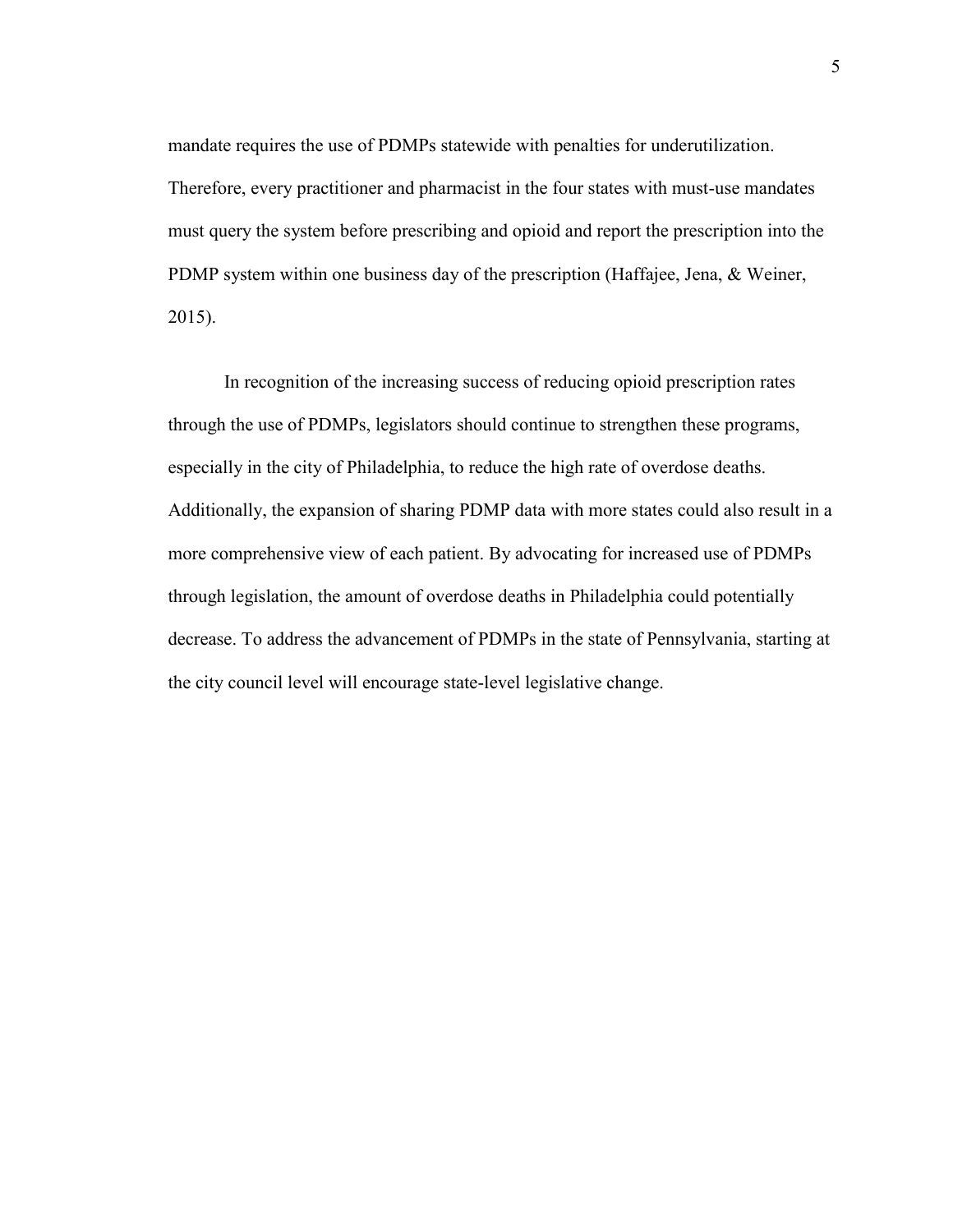mandate requires the use of PDMPs statewide with penalties for underutilization. Therefore, every practitioner and pharmacist in the four states with must-use mandates must query the system before prescribing and opioid and report the prescription into the PDMP system within one business day of the prescription (Haffajee, Jena, & Weiner, 2015).

In recognition of the increasing success of reducing opioid prescription rates through the use of PDMPs, legislators should continue to strengthen these programs, especially in the city of Philadelphia, to reduce the high rate of overdose deaths. Additionally, the expansion of sharing PDMP data with more states could also result in a more comprehensive view of each patient. By advocating for increased use of PDMPs through legislation, the amount of overdose deaths in Philadelphia could potentially decrease. To address the advancement of PDMPs in the state of Pennsylvania, starting at the city council level will encourage state-level legislative change.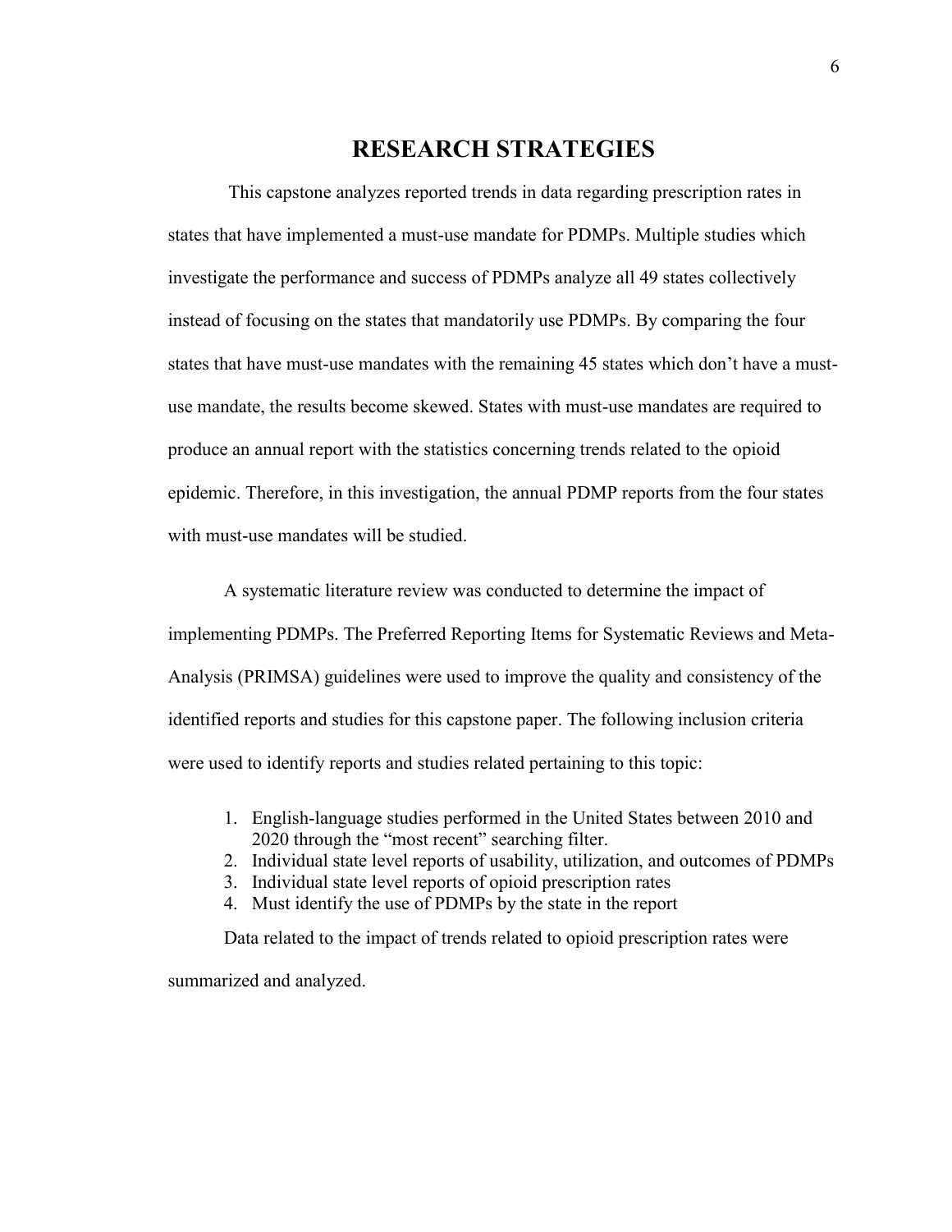# RESEARCH STRATEGIES

This capstone analyzes reported trends in data regarding prescription rates in states that have implemented a must-use mandate for PDMPs. Multiple studies which investigate the performance and success of PDMPs analyze all 49 states collectively instead of focusing on the states that mandatorily use PDMPs. By comparing the four states that have must-use mandates with the remaining 45 states which don't have a must-use mandate, the results become skewed. States with must-use mandates are required to produce an annual report with the statistics concerning trends related to the opioid epidemic. Therefore, in this investigation, the annual PDMP reports from the four states with must-use mandates will be studied.

A systematic literature review was conducted to determine the impact of implementing PDMPs. The Preferred Reporting Items for Systematic Reviews and Meta-Analysis (PRIMSA) guidelines were used to improve the quality and consistency of the identified reports and studies for this capstone paper. The following inclusion criteria were used to identify reports and studies related pertaining to this topic:

1. English-language studies performed in the United States between 2010 and 2020 through the "most recent" searching filter.
2. Individual state level reports of usability, utilization, and outcomes of PDMPs
3. Individual state level reports of opioid prescription rates
4. Must identify the use of PDMPs by the state in the report

Data related to the impact of trends related to opioid prescription rates were summarized and analyzed.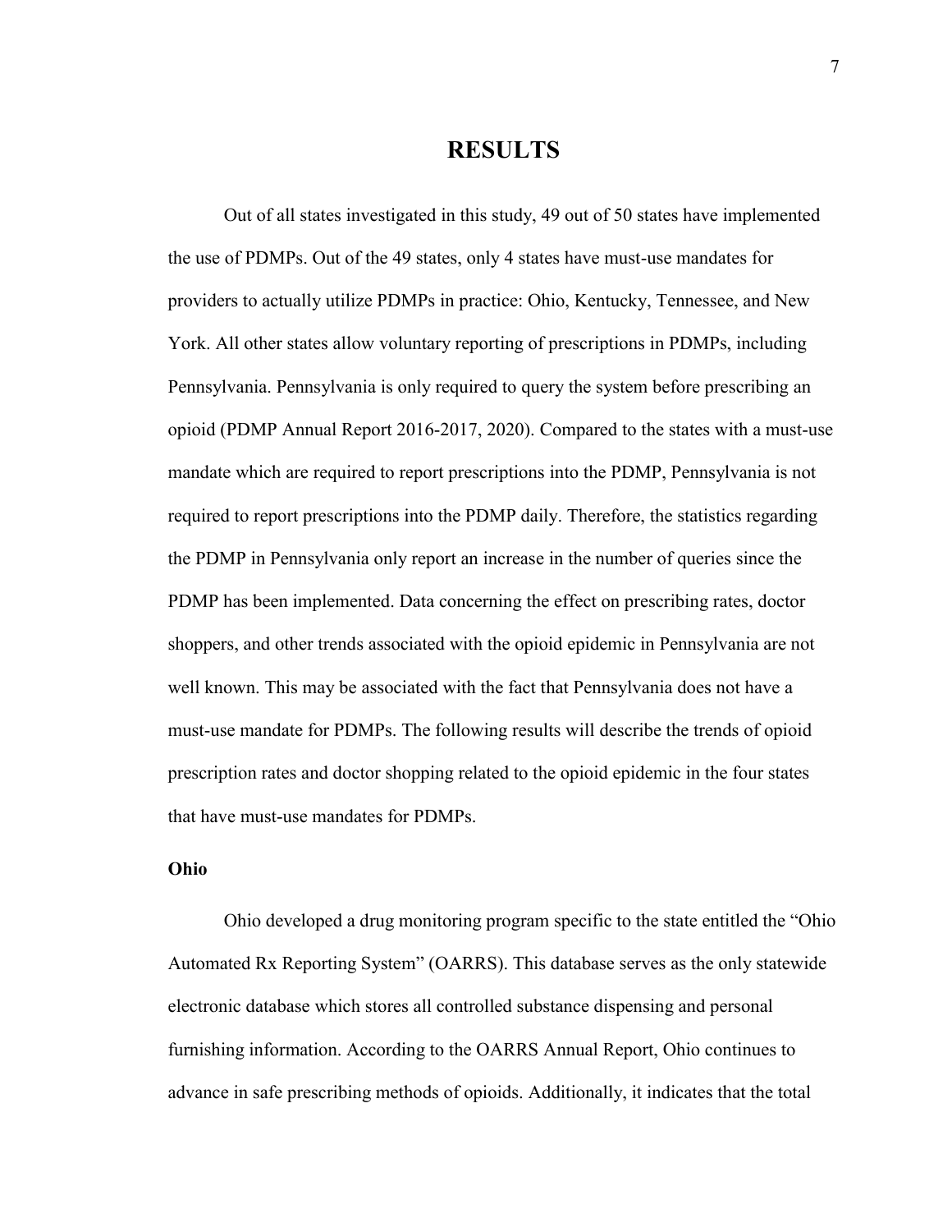# RESULTS

Out of all states investigated in this study, 49 out of 50 states have implemented the use of PDMPs. Out of the 49 states, only 4 states have must-use mandates for providers to actually utilize PDMPs in practice: Ohio, Kentucky, Tennessee, and New York. All other states allow voluntary reporting of prescriptions in PDMPs, including Pennsylvania. Pennsylvania is only required to query the system before prescribing an opioid (PDMP Annual Report 2016-2017, 2020). Compared to the states with a must-use mandate which are required to report prescriptions into the PDMP, Pennsylvania is not required to report prescriptions into the PDMP daily. Therefore, the statistics regarding the PDMP in Pennsylvania only report an increase in the number of queries since the PDMP has been implemented. Data concerning the effect on prescribing rates, doctor shoppers, and other trends associated with the opioid epidemic in Pennsylvania are not well known. This may be associated with the fact that Pennsylvania does not have a must-use mandate for PDMPs. The following results will describe the trends of opioid prescription rates and doctor shopping related to the opioid epidemic in the four states that have must-use mandates for PDMPs.

### Ohio

Ohio developed a drug monitoring program specific to the state entitled the "Ohio Automated Rx Reporting System" (OARRS). This database serves as the only statewide electronic database which stores all controlled substance dispensing and personal furnishing information. According to the OARRS Annual Report, Ohio continues to advance in safe prescribing methods of opioids. Additionally, it indicates that the total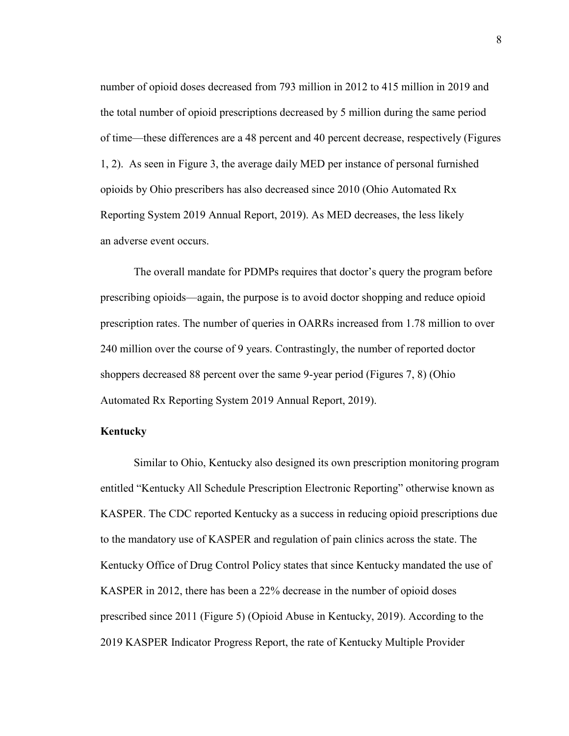number of opioid doses decreased from 793 million in 2012 to 415 million in 2019 and the total number of opioid prescriptions decreased by 5 million during the same period of time—these differences are a 48 percent and 40 percent decrease, respectively (Figures 1, 2). As seen in Figure 3, the average daily MED per instance of personal furnished opioids by Ohio prescribers has also decreased since 2010 (Ohio Automated Rx Reporting System 2019 Annual Report, 2019). As MED decreases, the less likely an adverse event occurs.

The overall mandate for PDMPs requires that doctor's query the program before prescribing opioids—again, the purpose is to avoid doctor shopping and reduce opioid prescription rates. The number of queries in OARRs increased from 1.78 million to over 240 million over the course of 9 years. Contrastingly, the number of reported doctor shoppers decreased 88 percent over the same 9-year period (Figures 7, 8) (Ohio Automated Rx Reporting System 2019 Annual Report, 2019).

**Kentucky**

Similar to Ohio, Kentucky also designed its own prescription monitoring program entitled "Kentucky All Schedule Prescription Electronic Reporting" otherwise known as KASPER. The CDC reported Kentucky as a success in reducing opioid prescriptions due to the mandatory use of KASPER and regulation of pain clinics across the state. The Kentucky Office of Drug Control Policy states that since Kentucky mandated the use of KASPER in 2012, there has been a 22% decrease in the number of opioid doses prescribed since 2011 (Figure 5) (Opioid Abuse in Kentucky, 2019). According to the 2019 KASPER Indicator Progress Report, the rate of Kentucky Multiple Provider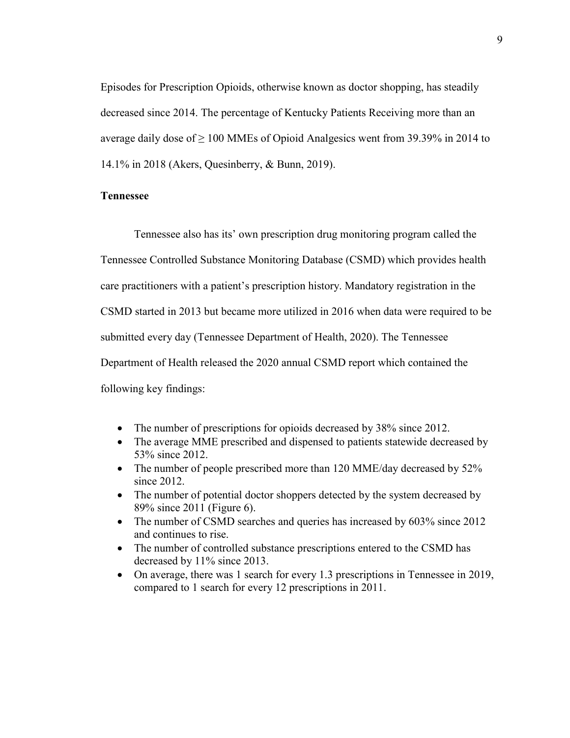Episodes for Prescription Opioids, otherwise known as doctor shopping, has steadily decreased since 2014. The percentage of Kentucky Patients Receiving more than an average daily dose of ≥ 100 MMEs of Opioid Analgesics went from 39.39% in 2014 to 14.1% in 2018 (Akers, Quesinberry, & Bunn, 2019).

### Tennessee

Tennessee also has its' own prescription drug monitoring program called the Tennessee Controlled Substance Monitoring Database (CSMD) which provides health care practitioners with a patient's prescription history. Mandatory registration in the CSMD started in 2013 but became more utilized in 2016 when data were required to be submitted every day (Tennessee Department of Health, 2020). The Tennessee Department of Health released the 2020 annual CSMD report which contained the following key findings:

- The number of prescriptions for opioids decreased by 38% since 2012.
- The average MME prescribed and dispensed to patients statewide decreased by 53% since 2012.
- The number of people prescribed more than 120 MME/day decreased by 52% since 2012.
- The number of potential doctor shoppers detected by the system decreased by 89% since 2011 (Figure 6).
- The number of CSMD searches and queries has increased by 603% since 2012 and continues to rise.
- The number of controlled substance prescriptions entered to the CSMD has decreased by 11% since 2013.
- On average, there was 1 search for every 1.3 prescriptions in Tennessee in 2019, compared to 1 search for every 12 prescriptions in 2011.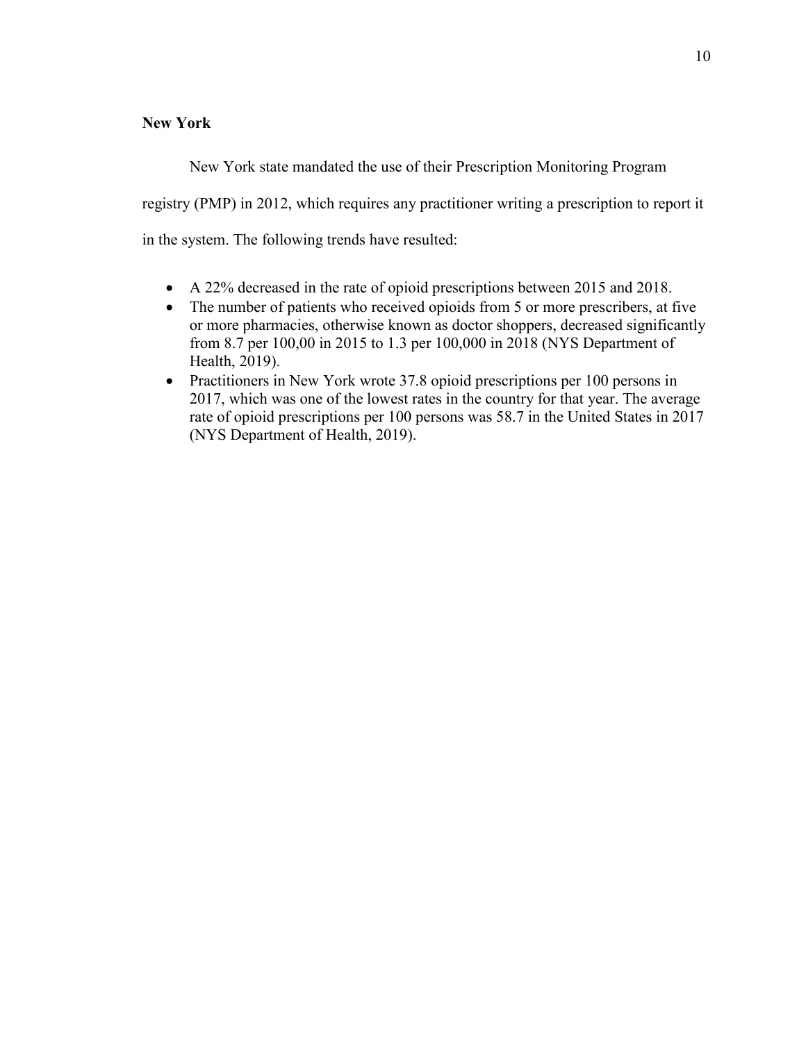**New York**

New York state mandated the use of their Prescription Monitoring Program registry (PMP) in 2012, which requires any practitioner writing a prescription to report it in the system. The following trends have resulted:

- A 22% decreased in the rate of opioid prescriptions between 2015 and 2018.
- The number of patients who received opioids from 5 or more prescribers, at five or more pharmacies, otherwise known as doctor shoppers, decreased significantly from 8.7 per 100,00 in 2015 to 1.3 per 100,000 in 2018 (NYS Department of Health, 2019).
- Practitioners in New York wrote 37.8 opioid prescriptions per 100 persons in 2017, which was one of the lowest rates in the country for that year. The average rate of opioid prescriptions per 100 persons was 58.7 in the United States in 2017 (NYS Department of Health, 2019).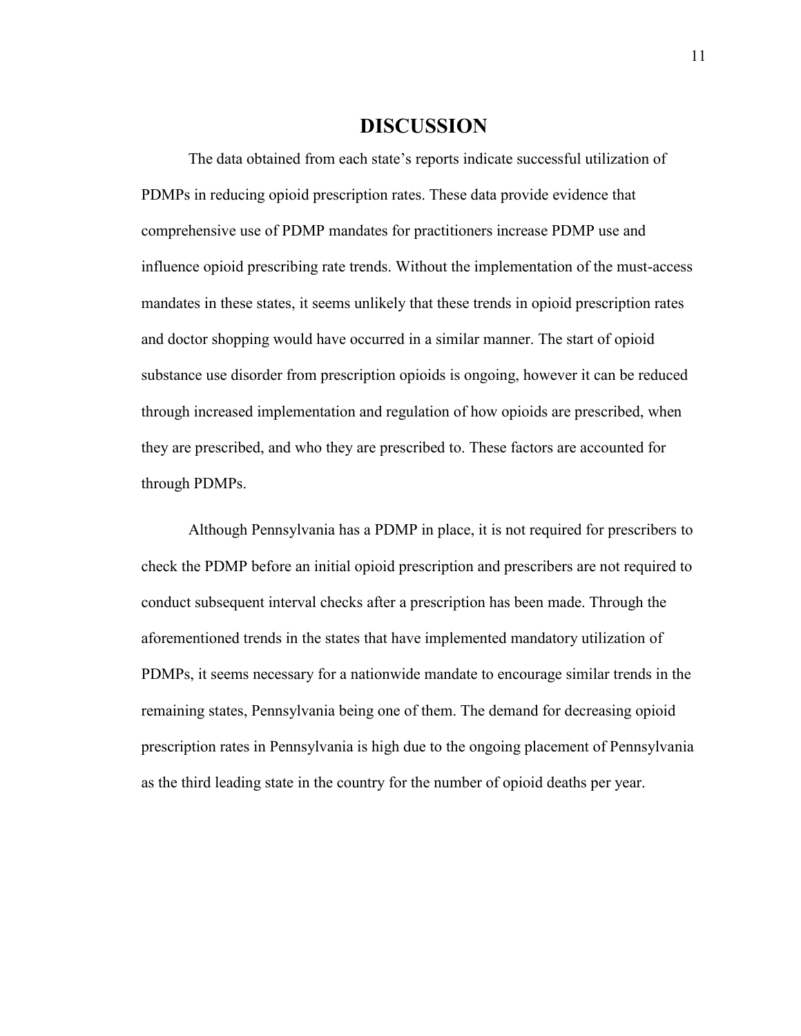# DISCUSSION

The data obtained from each state's reports indicate successful utilization of PDMPs in reducing opioid prescription rates. These data provide evidence that comprehensive use of PDMP mandates for practitioners increase PDMP use and influence opioid prescribing rate trends. Without the implementation of the must-access mandates in these states, it seems unlikely that these trends in opioid prescription rates and doctor shopping would have occurred in a similar manner. The start of opioid substance use disorder from prescription opioids is ongoing, however it can be reduced through increased implementation and regulation of how opioids are prescribed, when they are prescribed, and who they are prescribed to. These factors are accounted for through PDMPs.

Although Pennsylvania has a PDMP in place, it is not required for prescribers to check the PDMP before an initial opioid prescription and prescribers are not required to conduct subsequent interval checks after a prescription has been made. Through the aforementioned trends in the states that have implemented mandatory utilization of PDMPs, it seems necessary for a nationwide mandate to encourage similar trends in the remaining states, Pennsylvania being one of them. The demand for decreasing opioid prescription rates in Pennsylvania is high due to the ongoing placement of Pennsylvania as the third leading state in the country for the number of opioid deaths per year.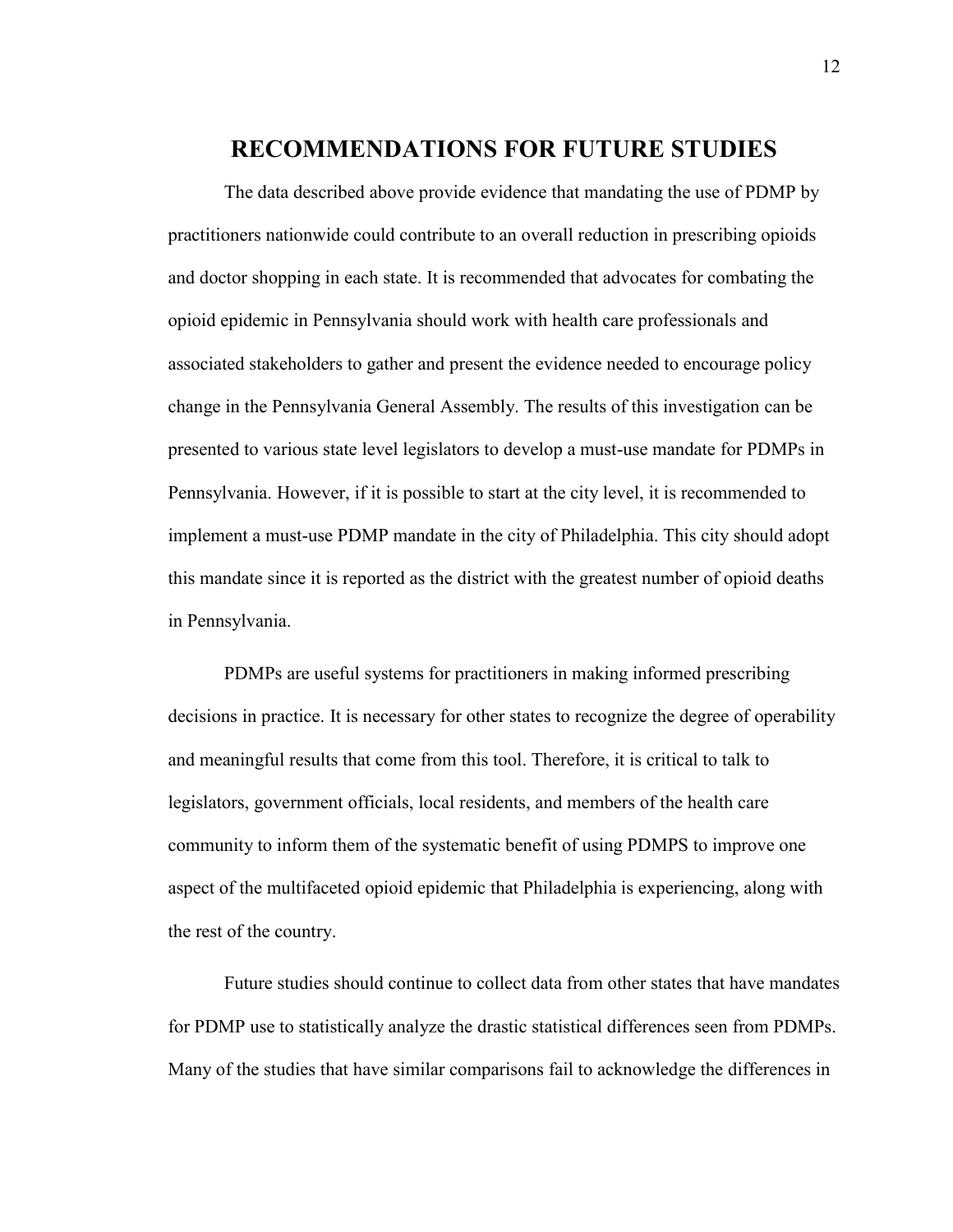# RECOMMENDATIONS FOR FUTURE STUDIES

The data described above provide evidence that mandating the use of PDMP by practitioners nationwide could contribute to an overall reduction in prescribing opioids and doctor shopping in each state. It is recommended that advocates for combating the opioid epidemic in Pennsylvania should work with health care professionals and associated stakeholders to gather and present the evidence needed to encourage policy change in the Pennsylvania General Assembly. The results of this investigation can be presented to various state level legislators to develop a must-use mandate for PDMPs in Pennsylvania. However, if it is possible to start at the city level, it is recommended to implement a must-use PDMP mandate in the city of Philadelphia. This city should adopt this mandate since it is reported as the district with the greatest number of opioid deaths in Pennsylvania.

PDMPs are useful systems for practitioners in making informed prescribing decisions in practice. It is necessary for other states to recognize the degree of operability and meaningful results that come from this tool. Therefore, it is critical to talk to legislators, government officials, local residents, and members of the health care community to inform them of the systematic benefit of using PDMPS to improve one aspect of the multifaceted opioid epidemic that Philadelphia is experiencing, along with the rest of the country.

Future studies should continue to collect data from other states that have mandates for PDMP use to statistically analyze the drastic statistical differences seen from PDMPs. Many of the studies that have similar comparisons fail to acknowledge the differences in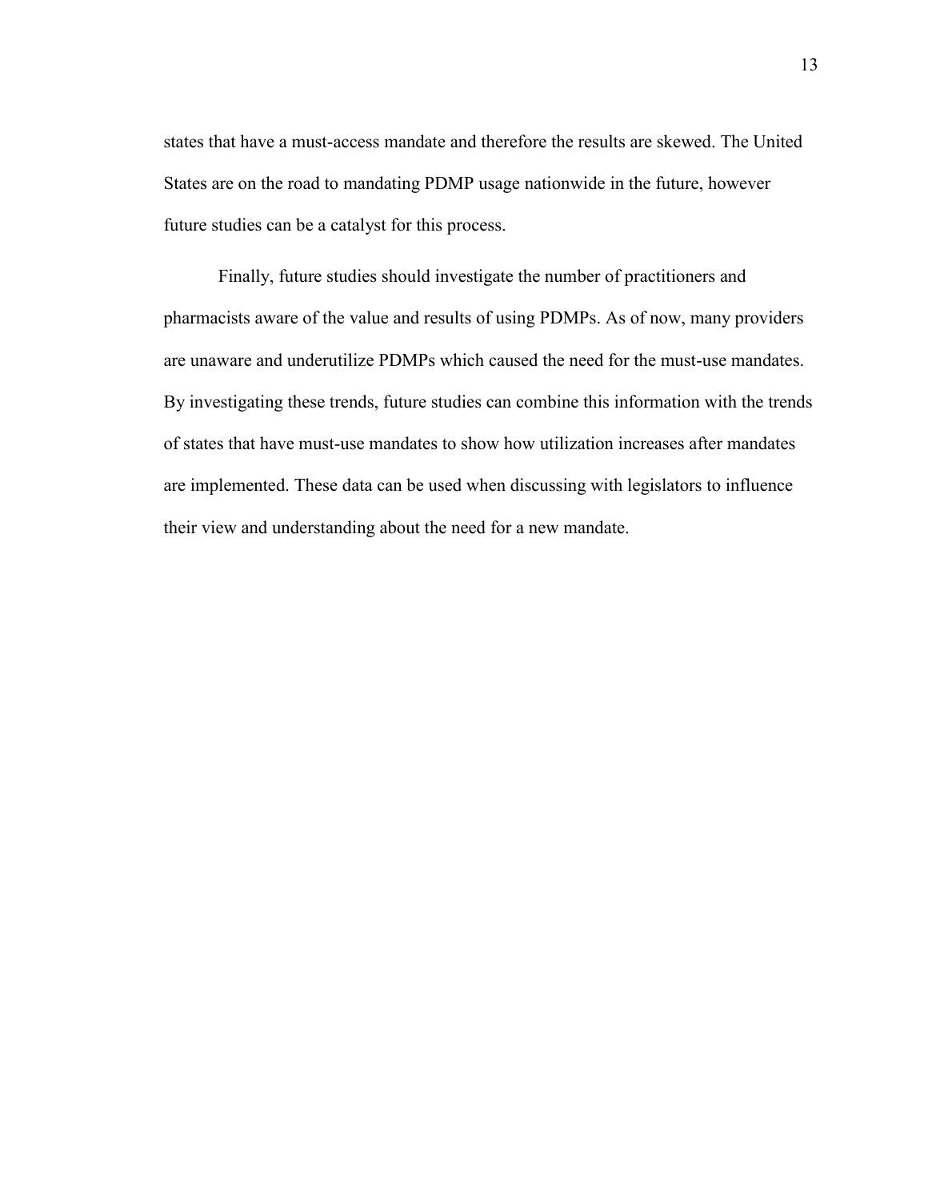states that have a must-access mandate and therefore the results are skewed. The United States are on the road to mandating PDMP usage nationwide in the future, however future studies can be a catalyst for this process.

Finally, future studies should investigate the number of practitioners and pharmacists aware of the value and results of using PDMPs. As of now, many providers are unaware and underutilize PDMPs which caused the need for the must-use mandates. By investigating these trends, future studies can combine this information with the trends of states that have must-use mandates to show how utilization increases after mandates are implemented. These data can be used when discussing with legislators to influence their view and understanding about the need for a new mandate.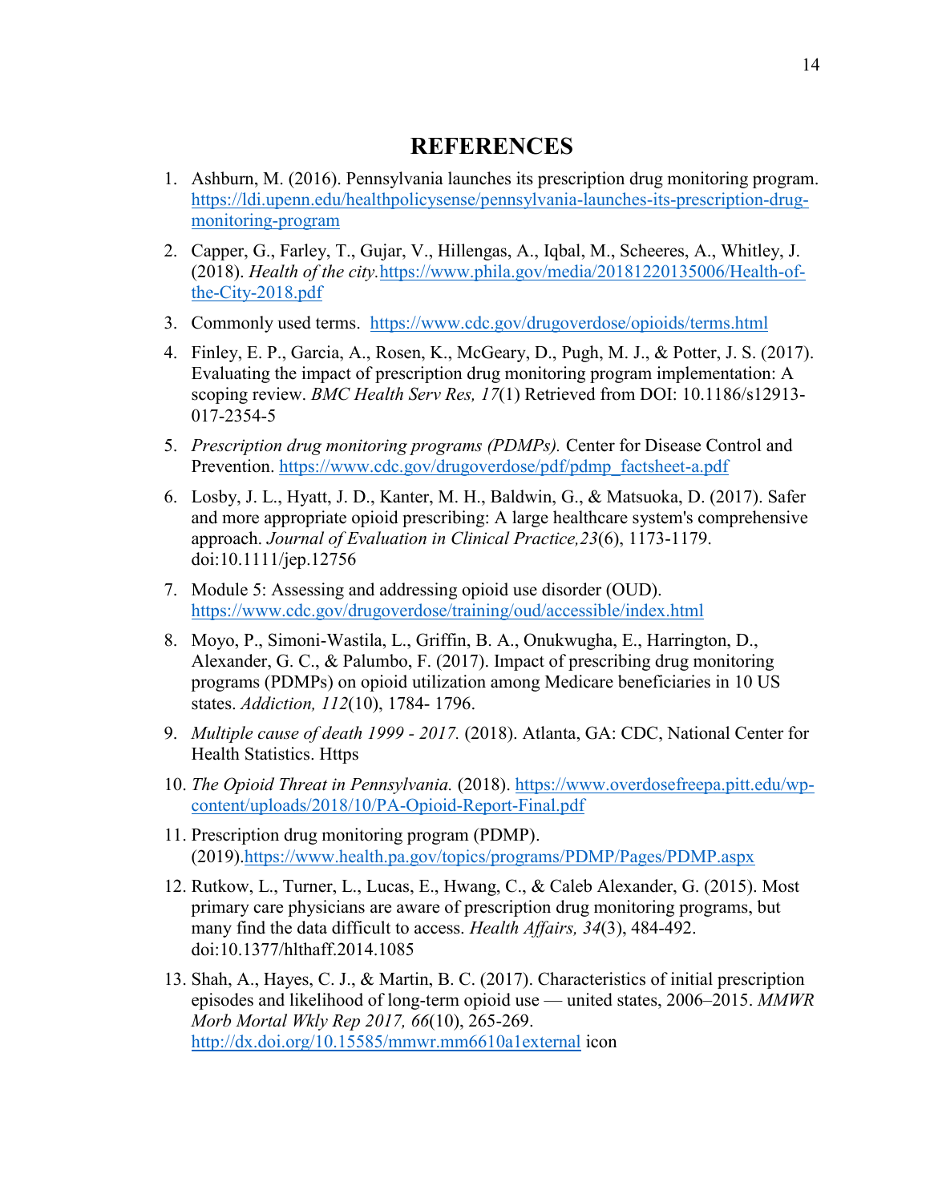# REFERENCES

1. Ashburn, M. (2016). Pennsylvania launches its prescription drug monitoring program. https://ldi.upenn.edu/healthpolicysense/pennsylvania-launches-its-prescription-drug-monitoring-program

2. Capper, G., Farley, T., Gujar, V., Hillengas, A., Iqbal, M., Scheeres, A., Whitley, J. (2018). *Health of the city.*https://www.phila.gov/media/20181220135006/Health-of-the-City-2018.pdf

3. Commonly used terms. https://www.cdc.gov/drugoverdose/opioids/terms.html

4. Finley, E. P., Garcia, A., Rosen, K., McGeary, D., Pugh, M. J., & Potter, J. S. (2017). Evaluating the impact of prescription drug monitoring program implementation: A scoping review. *BMC Health Serv Res, 17*(1) Retrieved from DOI: 10.1186/s12913-017-2354-5

5. *Prescription drug monitoring programs (PDMPs).* Center for Disease Control and Prevention. https://www.cdc.gov/drugoverdose/pdf/pdmp_factsheet-a.pdf

6. Losby, J. L., Hyatt, J. D., Kanter, M. H., Baldwin, G., & Matsuoka, D. (2017). Safer and more appropriate opioid prescribing: A large healthcare system's comprehensive approach. *Journal of Evaluation in Clinical Practice,23*(6), 1173-1179. doi:10.1111/jep.12756

7. Module 5: Assessing and addressing opioid use disorder (OUD). https://www.cdc.gov/drugoverdose/training/oud/accessible/index.html

8. Moyo, P., Simoni-Wastila, L., Griffin, B. A., Onukwugha, E., Harrington, D., Alexander, G. C., & Palumbo, F. (2017). Impact of prescribing drug monitoring programs (PDMPs) on opioid utilization among Medicare beneficiaries in 10 US states. *Addiction, 112*(10), 1784- 1796.

9. *Multiple cause of death 1999 - 2017.* (2018). Atlanta, GA: CDC, National Center for Health Statistics. Https

10. *The Opioid Threat in Pennsylvania.* (2018). https://www.overdosefreepa.pitt.edu/wp-content/uploads/2018/10/PA-Opioid-Report-Final.pdf

11. Prescription drug monitoring program (PDMP). (2019).https://www.health.pa.gov/topics/programs/PDMP/Pages/PDMP.aspx

12. Rutkow, L., Turner, L., Lucas, E., Hwang, C., & Caleb Alexander, G. (2015). Most primary care physicians are aware of prescription drug monitoring programs, but many find the data difficult to access. *Health Affairs, 34*(3), 484-492. doi:10.1377/hlthaff.2014.1085

13. Shah, A., Hayes, C. J., & Martin, B. C. (2017). Characteristics of initial prescription episodes and likelihood of long-term opioid use — united states, 2006–2015. *MMWR Morb Mortal Wkly Rep 2017, 66*(10), 265-269. http://dx.doi.org/10.15585/mmwr.mm6610a1external icon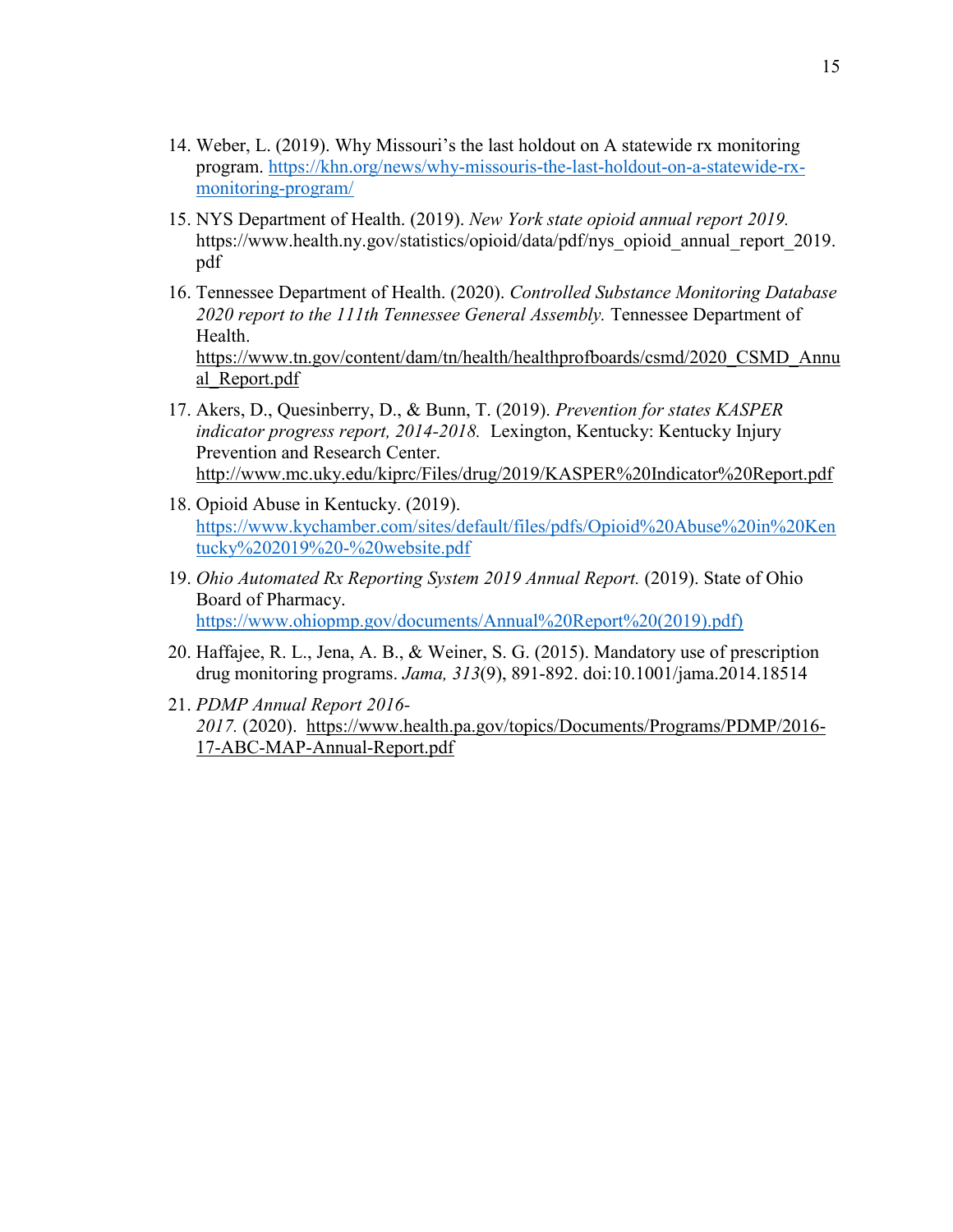14. Weber, L. (2019). Why Missouri's the last holdout on A statewide rx monitoring program. https://khn.org/news/why-missouris-the-last-holdout-on-a-statewide-rx-monitoring-program/

15. NYS Department of Health. (2019). *New York state opioid annual report 2019.* https://www.health.ny.gov/statistics/opioid/data/pdf/nys_opioid_annual_report_2019.pdf

16. Tennessee Department of Health. (2020). *Controlled Substance Monitoring Database 2020 report to the 111th Tennessee General Assembly.* Tennessee Department of Health. https://www.tn.gov/content/dam/tn/health/healthprofboards/csmd/2020_CSMD_Annual_Report.pdf

17. Akers, D., Quesinberry, D., & Bunn, T. (2019). *Prevention for states KASPER indicator progress report, 2014-2018.* Lexington, Kentucky: Kentucky Injury Prevention and Research Center. http://www.mc.uky.edu/kiprc/Files/drug/2019/KASPER%20Indicator%20Report.pdf

18. Opioid Abuse in Kentucky. (2019). https://www.kychamber.com/sites/default/files/pdfs/Opioid%20Abuse%20in%20Kentucky%202019%20-%20website.pdf

19. *Ohio Automated Rx Reporting System 2019 Annual Report.* (2019). State of Ohio Board of Pharmacy. https://www.ohiopmp.gov/documents/Annual%20Report%20(2019).pdf)

20. Haffajee, R. L., Jena, A. B., & Weiner, S. G. (2015). Mandatory use of prescription drug monitoring programs. *Jama, 313*(9), 891-892. doi:10.1001/jama.2014.18514

21. *PDMP Annual Report 2016-2017.* (2020). https://www.health.pa.gov/topics/Documents/Programs/PDMP/2016-17-ABC-MAP-Annual-Report.pdf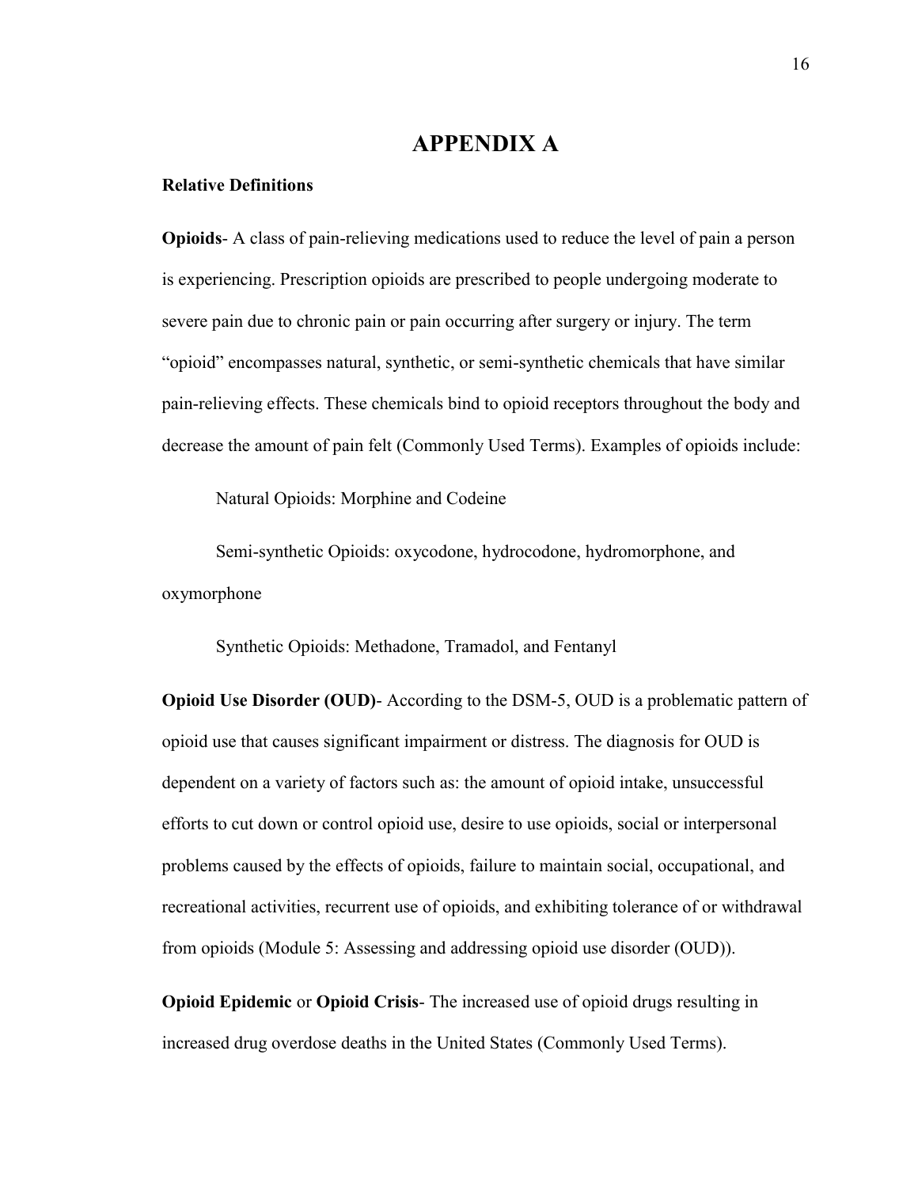# APPENDIX A

**Relative Definitions**

**Opioids**- A class of pain-relieving medications used to reduce the level of pain a person is experiencing. Prescription opioids are prescribed to people undergoing moderate to severe pain due to chronic pain or pain occurring after surgery or injury. The term "opioid" encompasses natural, synthetic, or semi-synthetic chemicals that have similar pain-relieving effects. These chemicals bind to opioid receptors throughout the body and decrease the amount of pain felt (Commonly Used Terms). Examples of opioids include:

Natural Opioids: Morphine and Codeine

Semi-synthetic Opioids: oxycodone, hydrocodone, hydromorphone, and oxymorphone

Synthetic Opioids: Methadone, Tramadol, and Fentanyl

**Opioid Use Disorder (OUD)**- According to the DSM-5, OUD is a problematic pattern of opioid use that causes significant impairment or distress. The diagnosis for OUD is dependent on a variety of factors such as: the amount of opioid intake, unsuccessful efforts to cut down or control opioid use, desire to use opioids, social or interpersonal problems caused by the effects of opioids, failure to maintain social, occupational, and recreational activities, recurrent use of opioids, and exhibiting tolerance of or withdrawal from opioids (Module 5: Assessing and addressing opioid use disorder (OUD)).

**Opioid Epidemic** or **Opioid Crisis**- The increased use of opioid drugs resulting in increased drug overdose deaths in the United States (Commonly Used Terms).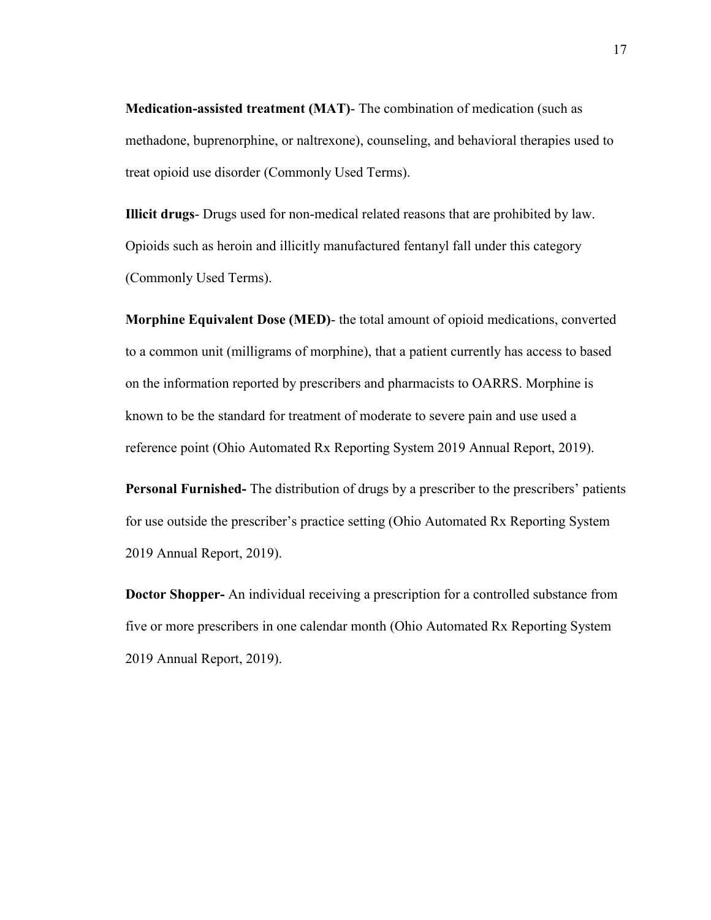**Medication-assisted treatment (MAT)**- The combination of medication (such as methadone, buprenorphine, or naltrexone), counseling, and behavioral therapies used to treat opioid use disorder (Commonly Used Terms).

**Illicit drugs**- Drugs used for non-medical related reasons that are prohibited by law. Opioids such as heroin and illicitly manufactured fentanyl fall under this category (Commonly Used Terms).

**Morphine Equivalent Dose (MED)**- the total amount of opioid medications, converted to a common unit (milligrams of morphine), that a patient currently has access to based on the information reported by prescribers and pharmacists to OARRS. Morphine is known to be the standard for treatment of moderate to severe pain and use used a reference point (Ohio Automated Rx Reporting System 2019 Annual Report, 2019).

**Personal Furnished-** The distribution of drugs by a prescriber to the prescribers' patients for use outside the prescriber's practice setting (Ohio Automated Rx Reporting System 2019 Annual Report, 2019).

**Doctor Shopper-** An individual receiving a prescription for a controlled substance from five or more prescribers in one calendar month (Ohio Automated Rx Reporting System 2019 Annual Report, 2019).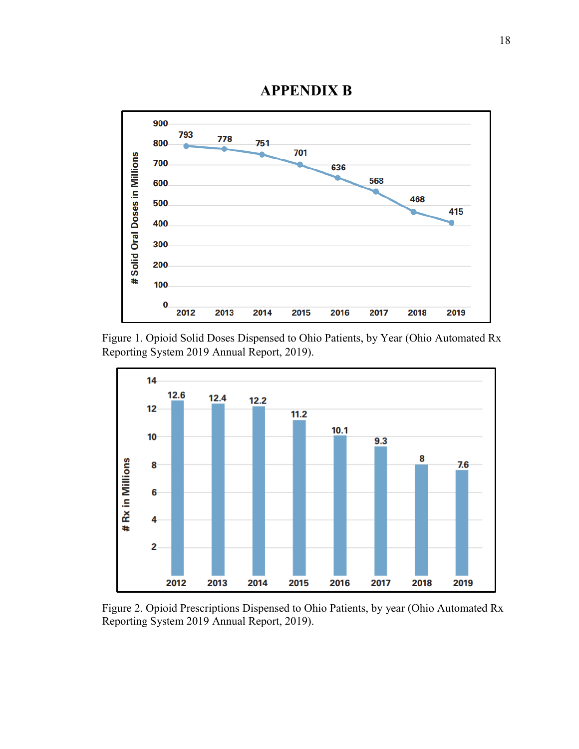# APPENDIX B

Figure 1. Opioid Solid Doses Dispensed to Ohio Patients, by Year (Ohio Automated Rx Reporting System 2019 Annual Report, 2019).

Figure 2. Opioid Prescriptions Dispensed to Ohio Patients, by year (Ohio Automated Rx Reporting System 2019 Annual Report, 2019).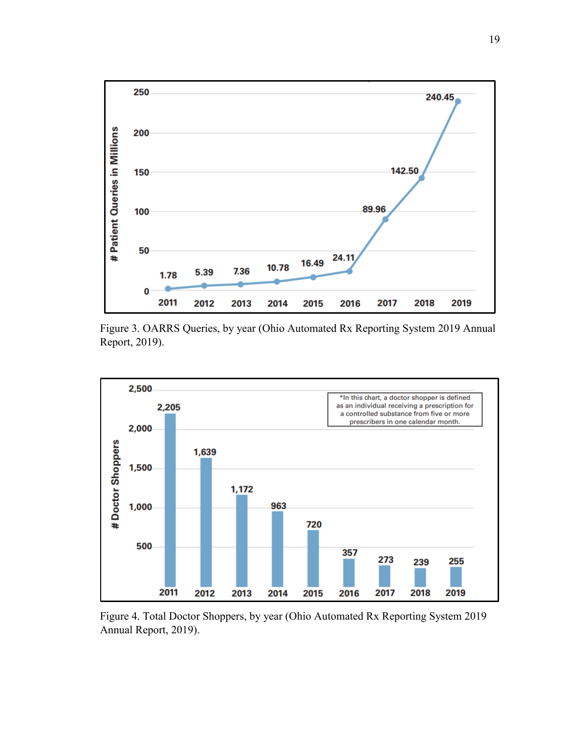| Year | # Patient Queries in Millions |
|---|---|
| 2011 | 1.78 |
| 2012 | 5.39 |
| 2013 | 7.36 |
| 2014 | 10.78 |
| 2015 | 16.49 |
| 2016 | 24.11 |
| 2017 | 89.96 |
| 2018 | 142.50 |
| 2019 | 240.45 |

Figure 3. OARRS Queries, by year (Ohio Automated Rx Reporting System 2019 Annual Report, 2019).

*In this chart, a doctor shopper is defined as an individual receiving a prescription for a controlled substance from five or more prescribers in one calendar month.

| Year | # Doctor Shoppers |
|---|---|
| 2011 | 2,205 |
| 2012 | 1,639 |
| 2013 | 1,172 |
| 2014 | 963 |
| 2015 | 720 |
| 2016 | 357 |
| 2017 | 273 |
| 2018 | 239 |
| 2019 | 255 |

Figure 4. Total Doctor Shoppers, by year (Ohio Automated Rx Reporting System 2019 Annual Report, 2019).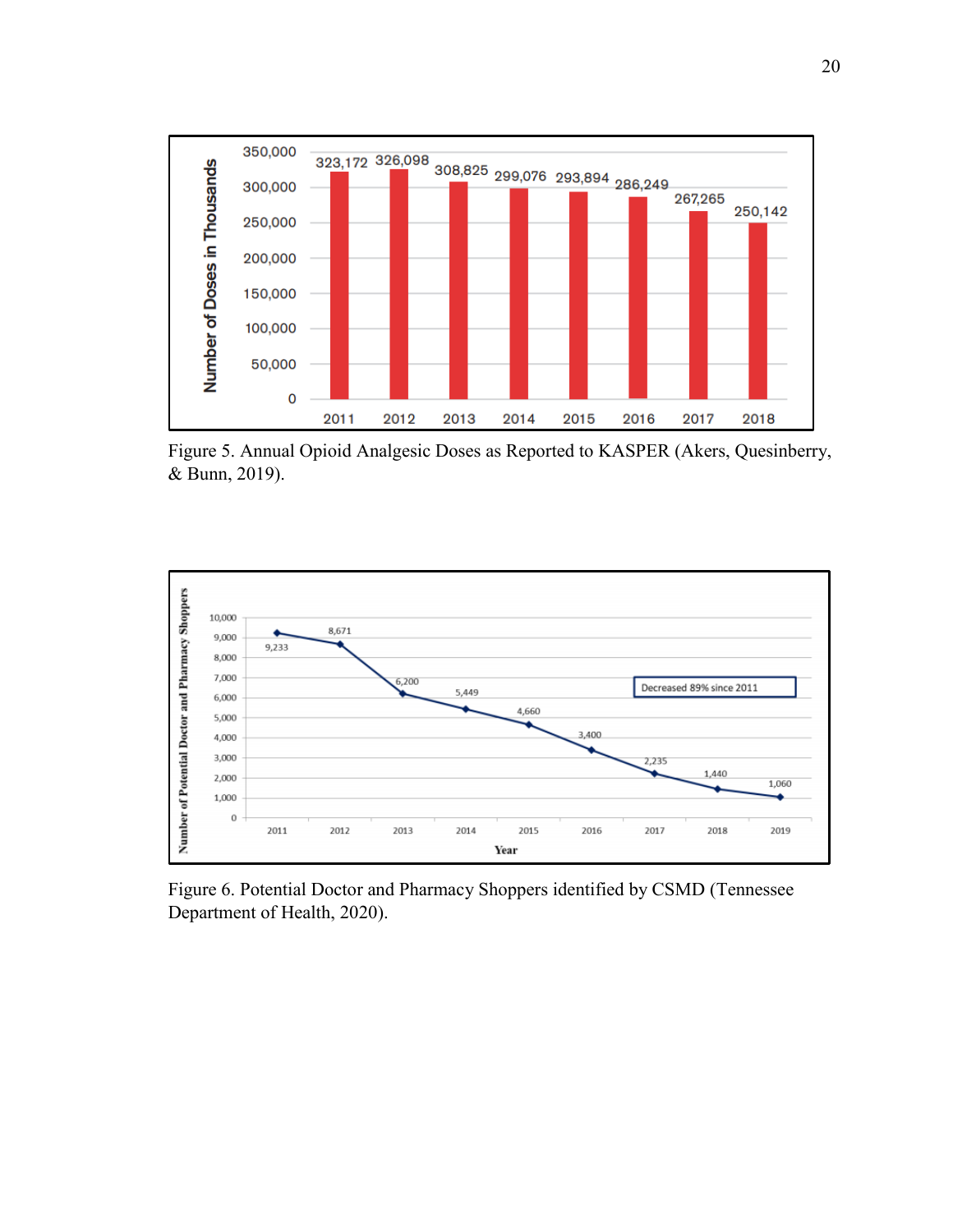Number of Doses in Thousands

350,000
300,000
250,000
200,000
150,000
100,000
50,000
0

323,172 326,098 308,825 299,076 293,894 286,249 267,265 250,142

2011 2012 2013 2014 2015 2016 2017 2018

Figure 5. Annual Opioid Analgesic Doses as Reported to KASPER (Akers, Quesinberry, & Bunn, 2019).

Number of Potential Doctor and Pharmacy Shoppers

10,000
9,000
8,000
7,000
6,000
5,000
4,000
3,000
2,000
1,000
0

9,233
8,671
6,200
5,449
4,660
3,400
2,235
1,440
1,060

Decreased 89% since 2011

2011 2012 2013 2014 2015 2016 2017 2018 2019

Year

Figure 6. Potential Doctor and Pharmacy Shoppers identified by CSMD (Tennessee Department of Health, 2020).